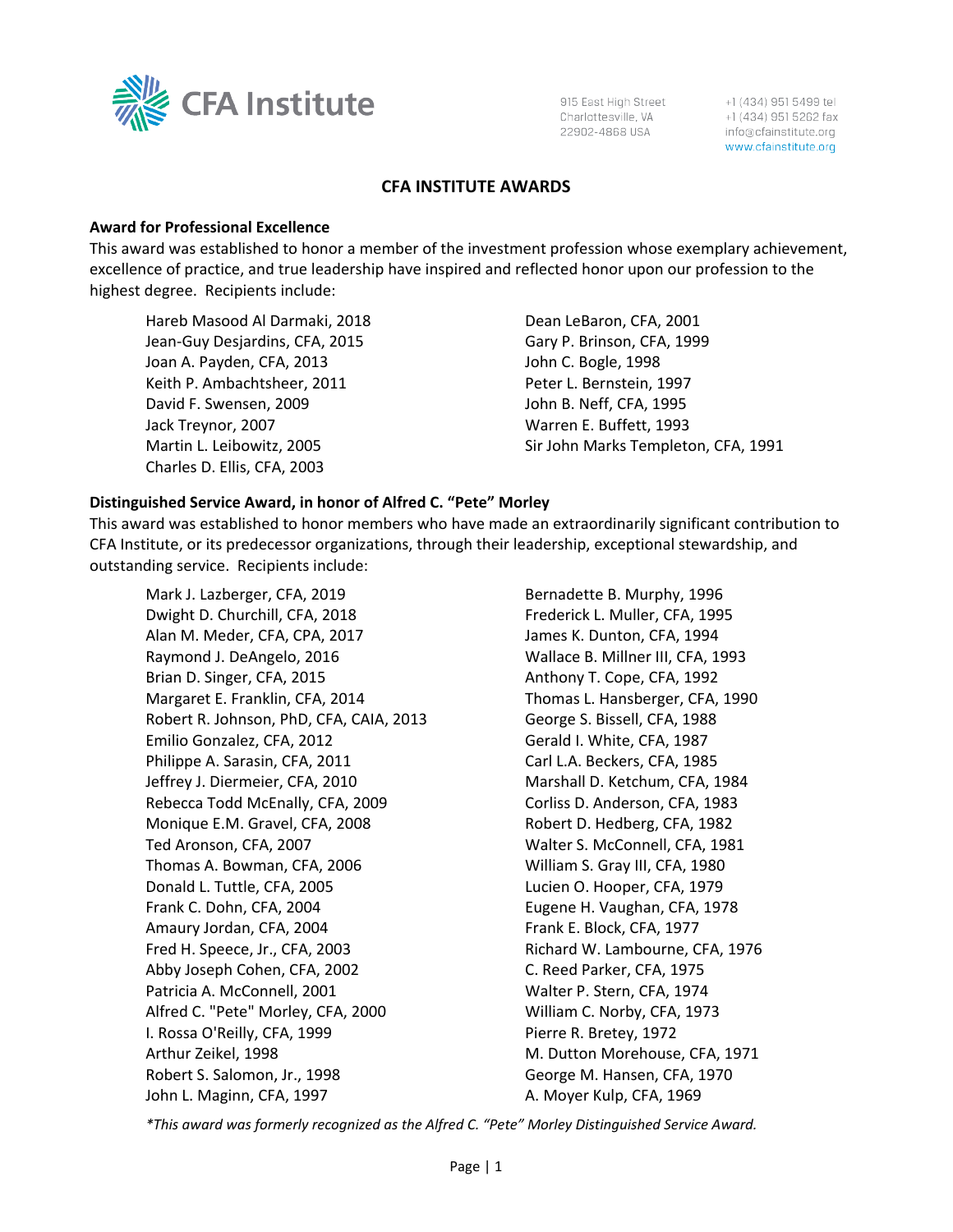CFA Institute

915 East High Street
Charlottesville, VA
22902-4868 USA

+1 (434) 951 5499 tel
+1 (434) 951 5262 fax
info@cfainstitute.org
www.cfainstitute.org

# CFA INSTITUTE AWARDS

## Award for Professional Excellence

This award was established to honor a member of the investment profession whose exemplary achievement, excellence of practice, and true leadership have inspired and reflected honor upon our profession to the highest degree. Recipients include:

Hareb Masood Al Darmaki, 2018
Jean-Guy Desjardins, CFA, 2015
Joan A. Payden, CFA, 2013
Keith P. Ambachtsheer, 2011
David F. Swensen, 2009
Jack Treynor, 2007
Martin L. Leibowitz, 2005
Charles D. Ellis, CFA, 2003
Dean LeBaron, CFA, 2001
Gary P. Brinson, CFA, 1999
John C. Bogle, 1998
Peter L. Bernstein, 1997
John B. Neff, CFA, 1995
Warren E. Buffett, 1993
Sir John Marks Templeton, CFA, 1991

## Distinguished Service Award, in honor of Alfred C. "Pete" Morley

This award was established to honor members who have made an extraordinarily significant contribution to CFA Institute, or its predecessor organizations, through their leadership, exceptional stewardship, and outstanding service. Recipients include:

Mark J. Lazberger, CFA, 2019
Dwight D. Churchill, CFA, 2018
Alan M. Meder, CFA, CPA, 2017
Raymond J. DeAngelo, 2016
Brian D. Singer, CFA, 2015
Margaret E. Franklin, CFA, 2014
Robert R. Johnson, PhD, CFA, CAIA, 2013
Emilio Gonzalez, CFA, 2012
Philippe A. Sarasin, CFA, 2011
Jeffrey J. Diermeier, CFA, 2010
Rebecca Todd McEnally, CFA, 2009
Monique E.M. Gravel, CFA, 2008
Ted Aronson, CFA, 2007
Thomas A. Bowman, CFA, 2006
Donald L. Tuttle, CFA, 2005
Frank C. Dohn, CFA, 2004
Amaury Jordan, CFA, 2004
Fred H. Speece, Jr., CFA, 2003
Abby Joseph Cohen, CFA, 2002
Patricia A. McConnell, 2001
Alfred C. "Pete" Morley, CFA, 2000
I. Rossa O'Reilly, CFA, 1999
Arthur Zeikel, 1998
Robert S. Salomon, Jr., 1998
John L. Maginn, CFA, 1997
Bernadette B. Murphy, 1996
Frederick L. Muller, CFA, 1995
James K. Dunton, CFA, 1994
Wallace B. Millner III, CFA, 1993
Anthony T. Cope, CFA, 1992
Thomas L. Hansberger, CFA, 1990
George S. Bissell, CFA, 1988
Gerald I. White, CFA, 1987
Carl L.A. Beckers, CFA, 1985
Marshall D. Ketchum, CFA, 1984
Corliss D. Anderson, CFA, 1983
Robert D. Hedberg, CFA, 1982
Walter S. McConnell, CFA, 1981
William S. Gray III, CFA, 1980
Lucien O. Hooper, CFA, 1979
Eugene H. Vaughan, CFA, 1978
Frank E. Block, CFA, 1977
Richard W. Lambourne, CFA, 1976
C. Reed Parker, CFA, 1975
Walter P. Stern, CFA, 1974
William C. Norby, CFA, 1973
Pierre R. Bretey, 1972
M. Dutton Morehouse, CFA, 1971
George M. Hansen, CFA, 1970
A. Moyer Kulp, CFA, 1969

*\*This award was formerly recognized as the Alfred C. "Pete" Morley Distinguished Service Award.*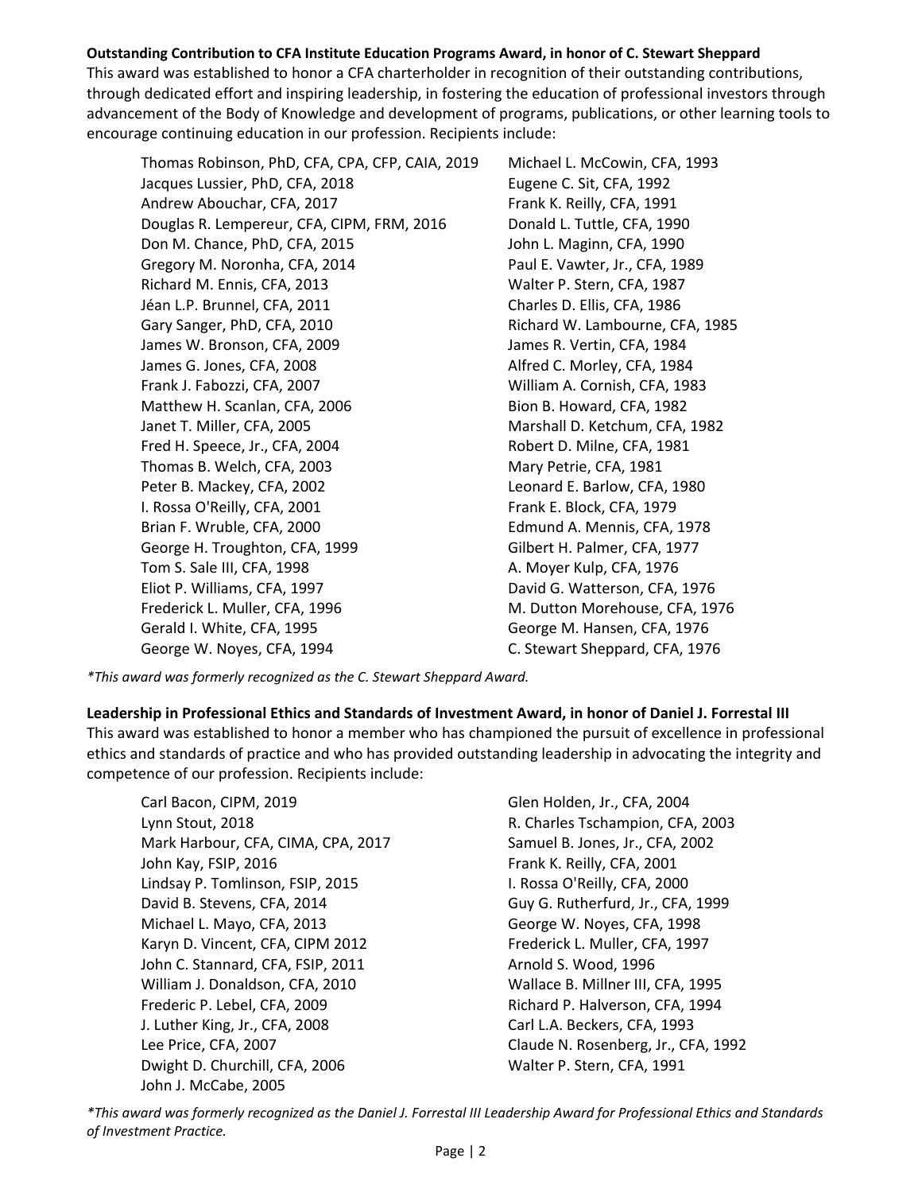**Outstanding Contribution to CFA Institute Education Programs Award, in honor of C. Stewart Sheppard**

This award was established to honor a CFA charterholder in recognition of their outstanding contributions, through dedicated effort and inspiring leadership, in fostering the education of professional investors through advancement of the Body of Knowledge and development of programs, publications, or other learning tools to encourage continuing education in our profession. Recipients include:

- Thomas Robinson, PhD, CFA, CPA, CFP, CAIA, 2019
- Jacques Lussier, PhD, CFA, 2018
- Andrew Abouchar, CFA, 2017
- Douglas R. Lempereur, CFA, CIPM, FRM, 2016
- Don M. Chance, PhD, CFA, 2015
- Gregory M. Noronha, CFA, 2014
- Richard M. Ennis, CFA, 2013
- Jéan L.P. Brunnel, CFA, 2011
- Gary Sanger, PhD, CFA, 2010
- James W. Bronson, CFA, 2009
- James G. Jones, CFA, 2008
- Frank J. Fabozzi, CFA, 2007
- Matthew H. Scanlan, CFA, 2006
- Janet T. Miller, CFA, 2005
- Fred H. Speece, Jr., CFA, 2004
- Thomas B. Welch, CFA, 2003
- Peter B. Mackey, CFA, 2002
- I. Rossa O'Reilly, CFA, 2001
- Brian F. Wruble, CFA, 2000
- George H. Troughton, CFA, 1999
- Tom S. Sale III, CFA, 1998
- Eliot P. Williams, CFA, 1997
- Frederick L. Muller, CFA, 1996
- Gerald I. White, CFA, 1995
- George W. Noyes, CFA, 1994
- Michael L. McCowin, CFA, 1993
- Eugene C. Sit, CFA, 1992
- Frank K. Reilly, CFA, 1991
- Donald L. Tuttle, CFA, 1990
- John L. Maginn, CFA, 1990
- Paul E. Vawter, Jr., CFA, 1989
- Walter P. Stern, CFA, 1987
- Charles D. Ellis, CFA, 1986
- Richard W. Lambourne, CFA, 1985
- James R. Vertin, CFA, 1984
- Alfred C. Morley, CFA, 1984
- William A. Cornish, CFA, 1983
- Bion B. Howard, CFA, 1982
- Marshall D. Ketchum, CFA, 1982
- Robert D. Milne, CFA, 1981
- Mary Petrie, CFA, 1981
- Leonard E. Barlow, CFA, 1980
- Frank E. Block, CFA, 1979
- Edmund A. Mennis, CFA, 1978
- Gilbert H. Palmer, CFA, 1977
- A. Moyer Kulp, CFA, 1976
- David G. Watterson, CFA, 1976
- M. Dutton Morehouse, CFA, 1976
- George M. Hansen, CFA, 1976
- C. Stewart Sheppard, CFA, 1976

*\*This award was formerly recognized as the C. Stewart Sheppard Award.*

**Leadership in Professional Ethics and Standards of Investment Award, in honor of Daniel J. Forrestal III**

This award was established to honor a member who has championed the pursuit of excellence in professional ethics and standards of practice and who has provided outstanding leadership in advocating the integrity and competence of our profession. Recipients include:

- Carl Bacon, CIPM, 2019
- Lynn Stout, 2018
- Mark Harbour, CFA, CIMA, CPA, 2017
- John Kay, FSIP, 2016
- Lindsay P. Tomlinson, FSIP, 2015
- David B. Stevens, CFA, 2014
- Michael L. Mayo, CFA, 2013
- Karyn D. Vincent, CFA, CIPM 2012
- John C. Stannard, CFA, FSIP, 2011
- William J. Donaldson, CFA, 2010
- Frederic P. Lebel, CFA, 2009
- J. Luther King, Jr., CFA, 2008
- Lee Price, CFA, 2007
- Dwight D. Churchill, CFA, 2006
- John J. McCabe, 2005
- Glen Holden, Jr., CFA, 2004
- R. Charles Tschampion, CFA, 2003
- Samuel B. Jones, Jr., CFA, 2002
- Frank K. Reilly, CFA, 2001
- I. Rossa O'Reilly, CFA, 2000
- Guy G. Rutherfurd, Jr., CFA, 1999
- George W. Noyes, CFA, 1998
- Frederick L. Muller, CFA, 1997
- Arnold S. Wood, 1996
- Wallace B. Millner III, CFA, 1995
- Richard P. Halverson, CFA, 1994
- Carl L.A. Beckers, CFA, 1993
- Claude N. Rosenberg, Jr., CFA, 1992
- Walter P. Stern, CFA, 1991

*\*This award was formerly recognized as the Daniel J. Forrestal III Leadership Award for Professional Ethics and Standards of Investment Practice.*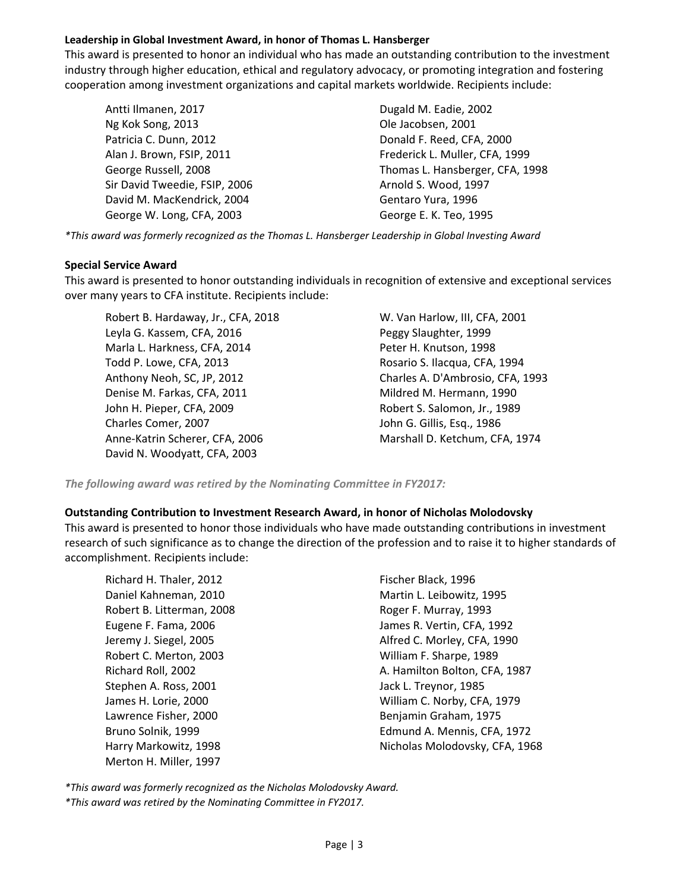**Leadership in Global Investment Award, in honor of Thomas L. Hansberger**

This award is presented to honor an individual who has made an outstanding contribution to the investment industry through higher education, ethical and regulatory advocacy, or promoting integration and fostering cooperation among investment organizations and capital markets worldwide. Recipients include:

- Antti Ilmanen, 2017
- Ng Kok Song, 2013
- Patricia C. Dunn, 2012
- Alan J. Brown, FSIP, 2011
- George Russell, 2008
- Sir David Tweedie, FSIP, 2006
- David M. MacKendrick, 2004
- George W. Long, CFA, 2003
- Dugald M. Eadie, 2002
- Ole Jacobsen, 2001
- Donald F. Reed, CFA, 2000
- Frederick L. Muller, CFA, 1999
- Thomas L. Hansberger, CFA, 1998
- Arnold S. Wood, 1997
- Gentaro Yura, 1996
- George E. K. Teo, 1995

*\*This award was formerly recognized as the Thomas L. Hansberger Leadership in Global Investing Award*

**Special Service Award**

This award is presented to honor outstanding individuals in recognition of extensive and exceptional services over many years to CFA institute. Recipients include:

- Robert B. Hardaway, Jr., CFA, 2018
- Leyla G. Kassem, CFA, 2016
- Marla L. Harkness, CFA, 2014
- Todd P. Lowe, CFA, 2013
- Anthony Neoh, SC, JP, 2012
- Denise M. Farkas, CFA, 2011
- John H. Pieper, CFA, 2009
- Charles Comer, 2007
- Anne-Katrin Scherer, CFA, 2006
- David N. Woodyatt, CFA, 2003
- W. Van Harlow, III, CFA, 2001
- Peggy Slaughter, 1999
- Peter H. Knutson, 1998
- Rosario S. Ilacqua, CFA, 1994
- Charles A. D'Ambrosio, CFA, 1993
- Mildred M. Hermann, 1990
- Robert S. Salomon, Jr., 1989
- John G. Gillis, Esq., 1986
- Marshall D. Ketchum, CFA, 1974

***The following award was retired by the Nominating Committee in FY2017:***

**Outstanding Contribution to Investment Research Award, in honor of Nicholas Molodovsky**

This award is presented to honor those individuals who have made outstanding contributions in investment research of such significance as to change the direction of the profession and to raise it to higher standards of accomplishment. Recipients include:

- Richard H. Thaler, 2012
- Daniel Kahneman, 2010
- Robert B. Litterman, 2008
- Eugene F. Fama, 2006
- Jeremy J. Siegel, 2005
- Robert C. Merton, 2003
- Richard Roll, 2002
- Stephen A. Ross, 2001
- James H. Lorie, 2000
- Lawrence Fisher, 2000
- Bruno Solnik, 1999
- Harry Markowitz, 1998
- Merton H. Miller, 1997
- Fischer Black, 1996
- Martin L. Leibowitz, 1995
- Roger F. Murray, 1993
- James R. Vertin, CFA, 1992
- Alfred C. Morley, CFA, 1990
- William F. Sharpe, 1989
- A. Hamilton Bolton, CFA, 1987
- Jack L. Treynor, 1985
- William C. Norby, CFA, 1979
- Benjamin Graham, 1975
- Edmund A. Mennis, CFA, 1972
- Nicholas Molodovsky, CFA, 1968

*\*This award was formerly recognized as the Nicholas Molodovsky Award.*

*\*This award was retired by the Nominating Committee in FY2017.*